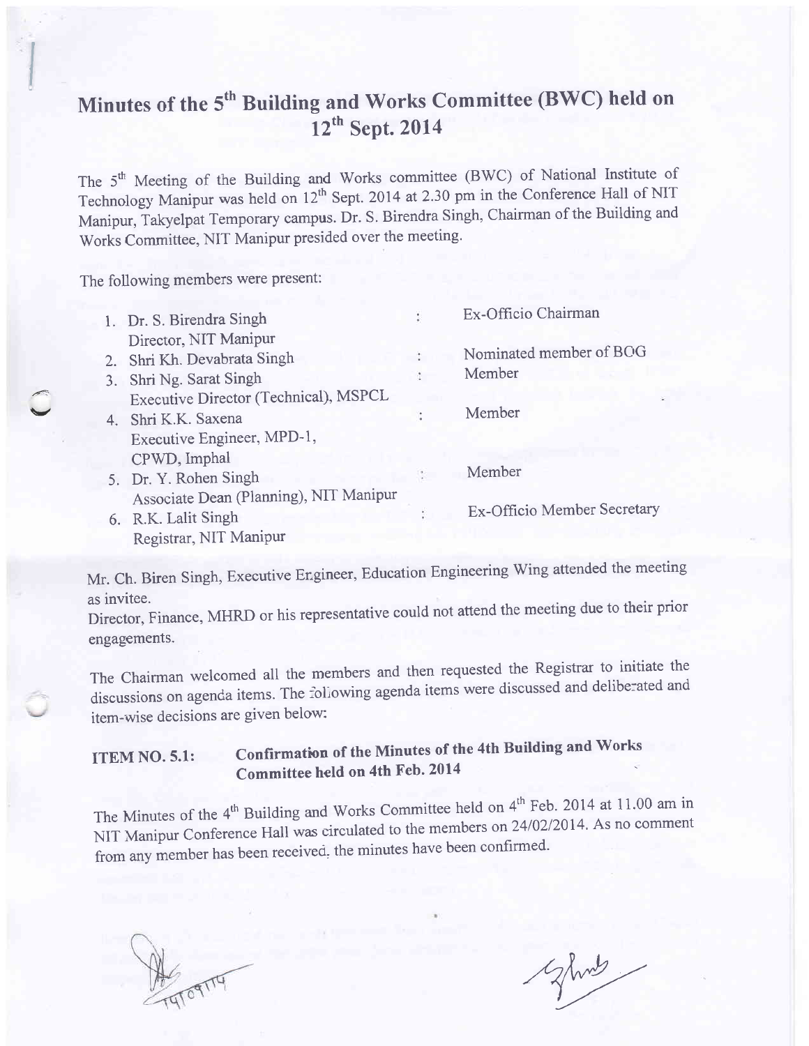# Minutes of the 5th Building and Works Committee (BWC) held on 12th Sept. 2014

The 5th Meeting of the Building and Works committee (BWC) of National Institute of Technology Manipur was held on 12th Sept. 2014 at 2.30 pm in the Conference Hall of NIT Manipur, Takyelpat Temporary campus. Dr. S. Birendra Singh, Chairman of the Building and Works Committee, NIT Manipur presided over the meeting.

The following members were present:

1. Dr. S. Birendra Singh : Ex-Officio Chairman
   Director, NIT Manipur
2. Shri Kh. Devabrata Singh : Nominated member of BOG
3. Shri Ng. Sarat Singh : Member
   Executive Director (Technical), MSPCL
4. Shri K.K. Saxena : Member
   Executive Engineer, MPD-1,
   CPWD, Imphal
5. Dr. Y. Rohen Singh : Member
   Associate Dean (Planning), NIT Manipur
6. R.K. Lalit Singh : Ex-Officio Member Secretary
   Registrar, NIT Manipur

Mr. Ch. Biren Singh, Executive Engineer, Education Engineering Wing attended the meeting as invitee.

Director, Finance, MHRD or his representative could not attend the meeting due to their prior engagements.

The Chairman welcomed all the members and then requested the Registrar to initiate the discussions on agenda items. The following agenda items were discussed and deliberated and item-wise decisions are given below:

## ITEM NO. 5.1: Confirmation of the Minutes of the 4th Building and Works Committee held on 4th Feb. 2014

The Minutes of the 4th Building and Works Committee held on 4th Feb. 2014 at 11.00 am in NIT Manipur Conference Hall was circulated to the members on 24/02/2014. As no comment from any member has been received, the minutes have been confirmed.

19/09/14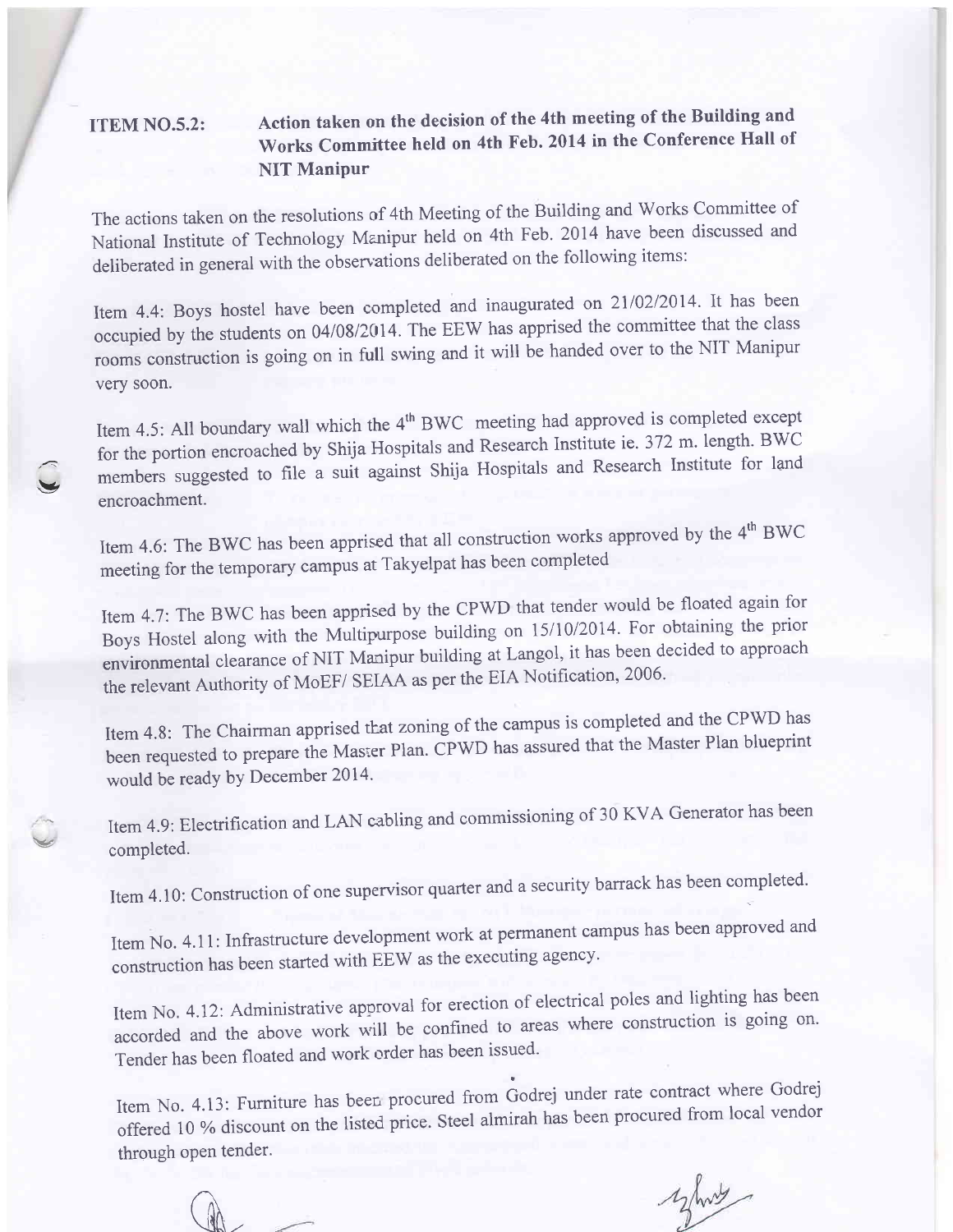**ITEM NO.5.2: Action taken on the decision of the 4th meeting of the Building and Works Committee held on 4th Feb. 2014 in the Conference Hall of NIT Manipur**

The actions taken on the resolutions of 4th Meeting of the Building and Works Committee of National Institute of Technology Manipur held on 4th Feb. 2014 have been discussed and deliberated in general with the observations deliberated on the following items:

Item 4.4: Boys hostel have been completed and inaugurated on 21/02/2014. It has been occupied by the students on 04/08/2014. The EEW has apprised the committee that the class rooms construction is going on in full swing and it will be handed over to the NIT Manipur very soon.

Item 4.5: All boundary wall which the 4th BWC meeting had approved is completed except for the portion encroached by Shija Hospitals and Research Institute ie. 372 m. length. BWC members suggested to file a suit against Shija Hospitals and Research Institute for land encroachment.

Item 4.6: The BWC has been apprised that all construction works approved by the 4th BWC meeting for the temporary campus at Takyelpat has been completed

Item 4.7: The BWC has been apprised by the CPWD that tender would be floated again for Boys Hostel along with the Multipurpose building on 15/10/2014. For obtaining the prior environmental clearance of NIT Manipur building at Langol, it has been decided to approach the relevant Authority of MoEF/ SEIAA as per the EIA Notification, 2006.

Item 4.8: The Chairman apprised that zoning of the campus is completed and the CPWD has been requested to prepare the Master Plan. CPWD has assured that the Master Plan blueprint would be ready by December 2014.

Item 4.9: Electrification and LAN cabling and commissioning of 30 KVA Generator has been completed.

Item 4.10: Construction of one supervisor quarter and a security barrack has been completed.

Item No. 4.11: Infrastructure development work at permanent campus has been approved and construction has been started with EEW as the executing agency.

Item No. 4.12: Administrative approval for erection of electrical poles and lighting has been accorded and the above work will be confined to areas where construction is going on. Tender has been floated and work order has been issued.

Item No. 4.13: Furniture has been procured from Godrej under rate contract where Godrej offered 10 % discount on the listed price. Steel almirah has been procured from local vendor through open tender.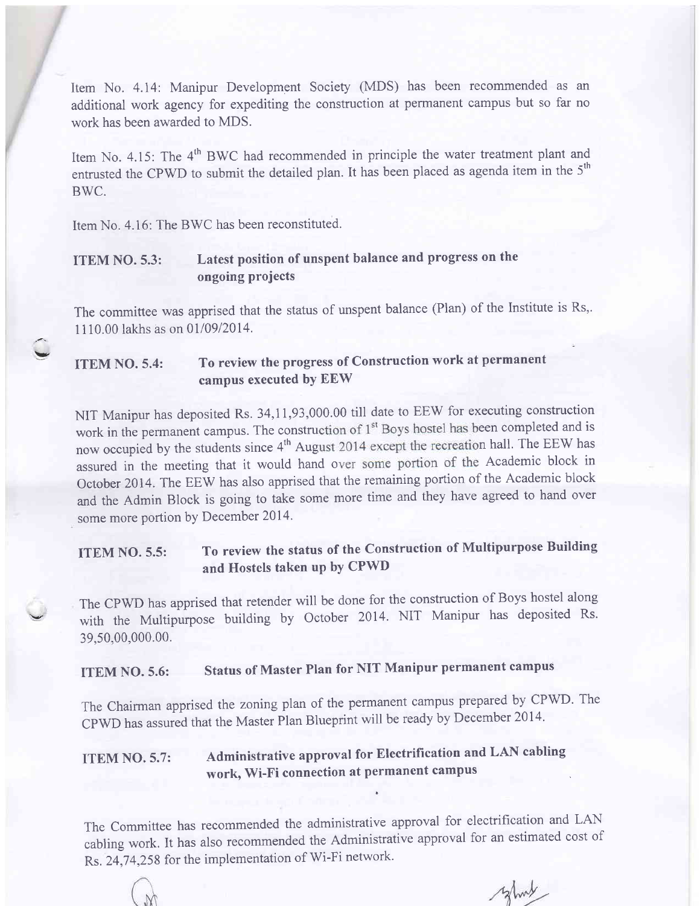Item No. 4.14: Manipur Development Society (MDS) has been recommended as an additional work agency for expediting the construction at permanent campus but so far no work has been awarded to MDS.

Item No. 4.15: The 4th BWC had recommended in principle the water treatment plant and entrusted the CPWD to submit the detailed plan. It has been placed as agenda item in the 5th BWC.

Item No. 4.16: The BWC has been reconstituted.

**ITEM NO. 5.3: Latest position of unspent balance and progress on the ongoing projects**

The committee was apprised that the status of unspent balance (Plan) of the Institute is Rs,. 1110.00 lakhs as on 01/09/2014.

**ITEM NO. 5.4: To review the progress of Construction work at permanent campus executed by EEW**

NIT Manipur has deposited Rs. 34,11,93,000.00 till date to EEW for executing construction work in the permanent campus. The construction of 1st Boys hostel has been completed and is now occupied by the students since 4th August 2014 except the recreation hall. The EEW has assured in the meeting that it would hand over some portion of the Academic block in October 2014. The EEW has also apprised that the remaining portion of the Academic block and the Admin Block is going to take some more time and they have agreed to hand over some more portion by December 2014.

**ITEM NO. 5.5: To review the status of the Construction of Multipurpose Building and Hostels taken up by CPWD**

The CPWD has apprised that retender will be done for the construction of Boys hostel along with the Multipurpose building by October 2014. NIT Manipur has deposited Rs. 39,50,00,000.00.

**ITEM NO. 5.6: Status of Master Plan for NIT Manipur permanent campus**

The Chairman apprised the zoning plan of the permanent campus prepared by CPWD. The CPWD has assured that the Master Plan Blueprint will be ready by December 2014.

**ITEM NO. 5.7: Administrative approval for Electrification and LAN cabling work, Wi-Fi connection at permanent campus**

The Committee has recommended the administrative approval for electrification and LAN cabling work. It has also recommended the Administrative approval for an estimated cost of Rs. 24,74,258 for the implementation of Wi-Fi network.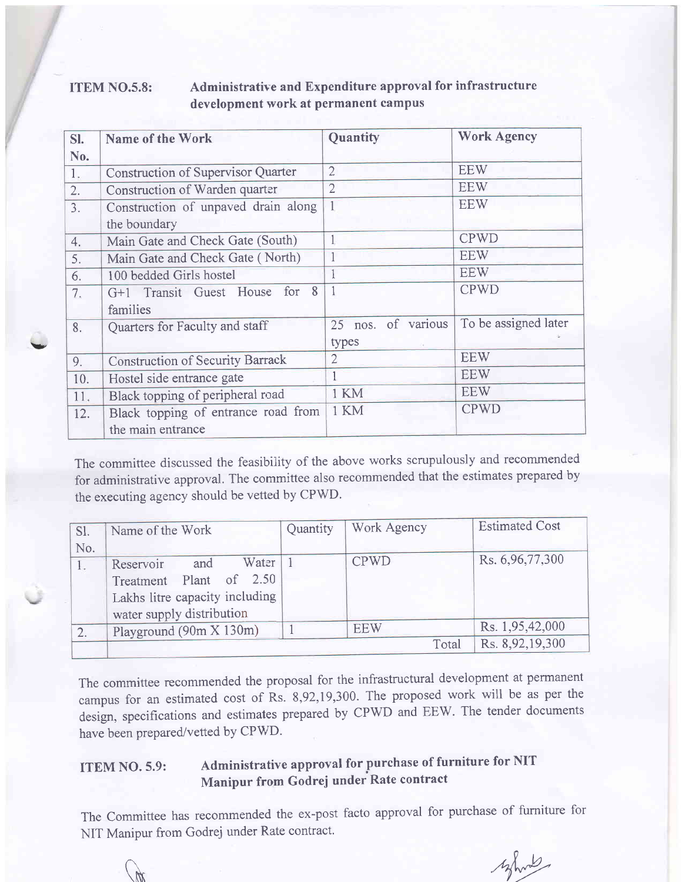**ITEM NO.5.8: Administrative and Expenditure approval for infrastructure development work at permanent campus**

| Sl. No. | Name of the Work | Quantity | Work Agency |
|---|---|---|---|
| 1. | Construction of Supervisor Quarter | 2 | EEW |
| 2. | Construction of Warden quarter | 2 | EEW |
| 3. | Construction of unpaved drain along the boundary | 1 | EEW |
| 4. | Main Gate and Check Gate (South) | 1 | CPWD |
| 5. | Main Gate and Check Gate ( North) | 1 | EEW |
| 6. | 100 bedded Girls hostel | 1 | EEW |
| 7. | G+1 Transit Guest House for 8 families | 1 | CPWD |
| 8. | Quarters for Faculty and staff | 25 nos. of various types | To be assigned later |
| 9. | Construction of Security Barrack | 2 | EEW |
| 10. | Hostel side entrance gate | 1 | EEW |
| 11. | Black topping of peripheral road | 1 KM | EEW |
| 12. | Black topping of entrance road from the main entrance | 1 KM | CPWD |

The committee discussed the feasibility of the above works scrupulously and recommended for administrative approval. The committee also recommended that the estimates prepared by the executing agency should be vetted by CPWD.

| Sl. No. | Name of the Work | Quantity | Work Agency | Estimated Cost |
|---|---|---|---|---|
| 1. | Reservoir and Water Treatment Plant of 2.50 Lakhs litre capacity including water supply distribution | 1 | CPWD | Rs. 6,96,77,300 |
| 2. | Playground (90m X 130m) | 1 | EEW | Rs. 1,95,42,000 |
| | | | Total | Rs. 8,92,19,300 |

The committee recommended the proposal for the infrastructural development at permanent campus for an estimated cost of Rs. 8,92,19,300. The proposed work will be as per the design, specifications and estimates prepared by CPWD and EEW. The tender documents have been prepared/vetted by CPWD.

**ITEM NO. 5.9: Administrative approval for purchase of furniture for NIT Manipur from Godrej under Rate contract**

The Committee has recommended the ex-post facto approval for purchase of furniture for NIT Manipur from Godrej under Rate contract.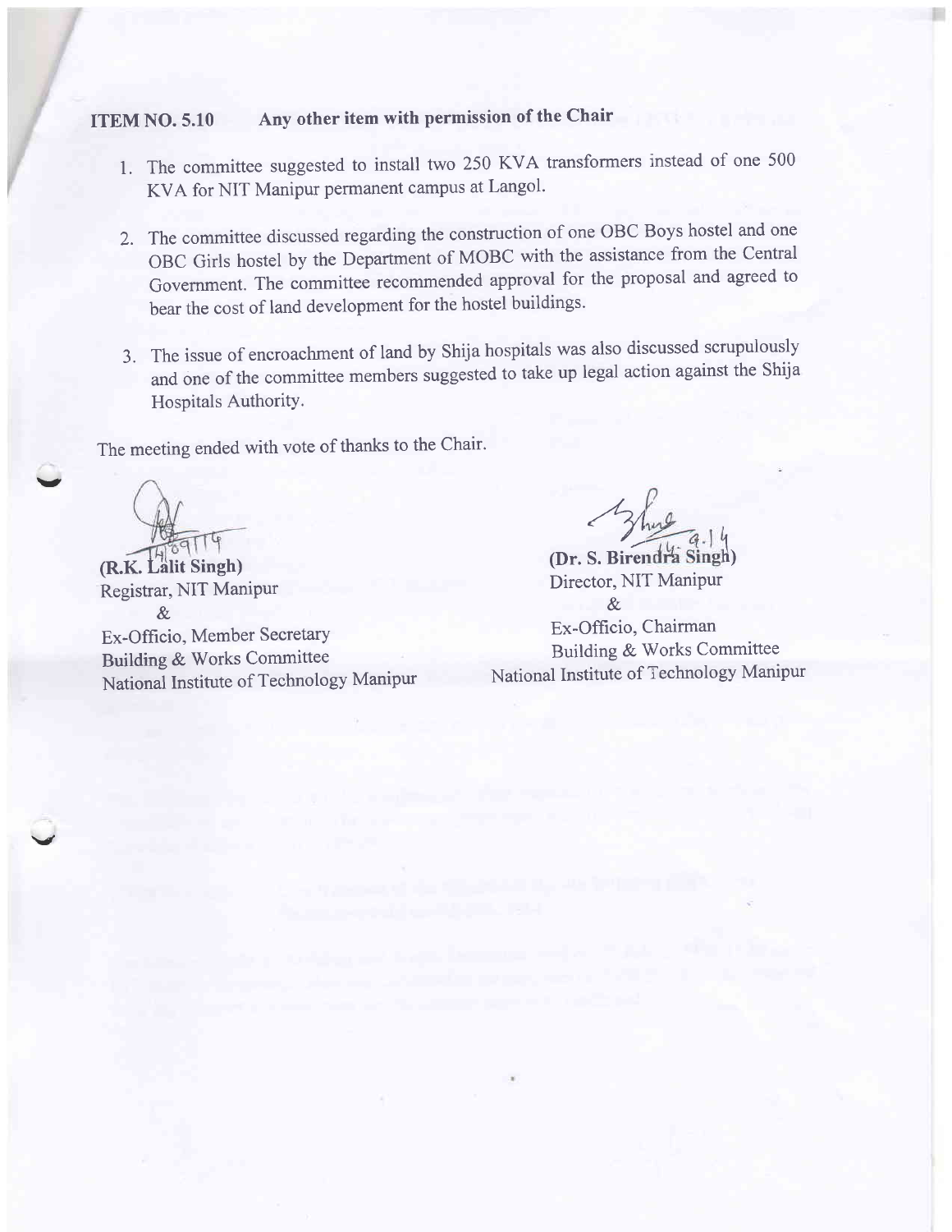**ITEM NO. 5.10 Any other item with permission of the Chair**

1. The committee suggested to install two 250 KVA transformers instead of one 500 KVA for NIT Manipur permanent campus at Langol.
2. The committee discussed regarding the construction of one OBC Boys hostel and one OBC Girls hostel by the Department of MOBC with the assistance from the Central Government. The committee recommended approval for the proposal and agreed to bear the cost of land development for the hostel buildings.
3. The issue of encroachment of land by Shija hospitals was also discussed scrupulously and one of the committee members suggested to take up legal action against the Shija Hospitals Authority.

The meeting ended with vote of thanks to the Chair.

14/09/14

**(R.K. Lalit Singh)**
Registrar, NIT Manipur
&
Ex-Officio, Member Secretary
Building & Works Committee
National Institute of Technology Manipur

14.9.14

**(Dr. S. Birendra Singh)**
Director, NIT Manipur
&
Ex-Officio, Chairman
Building & Works Committee
National Institute of Technology Manipur